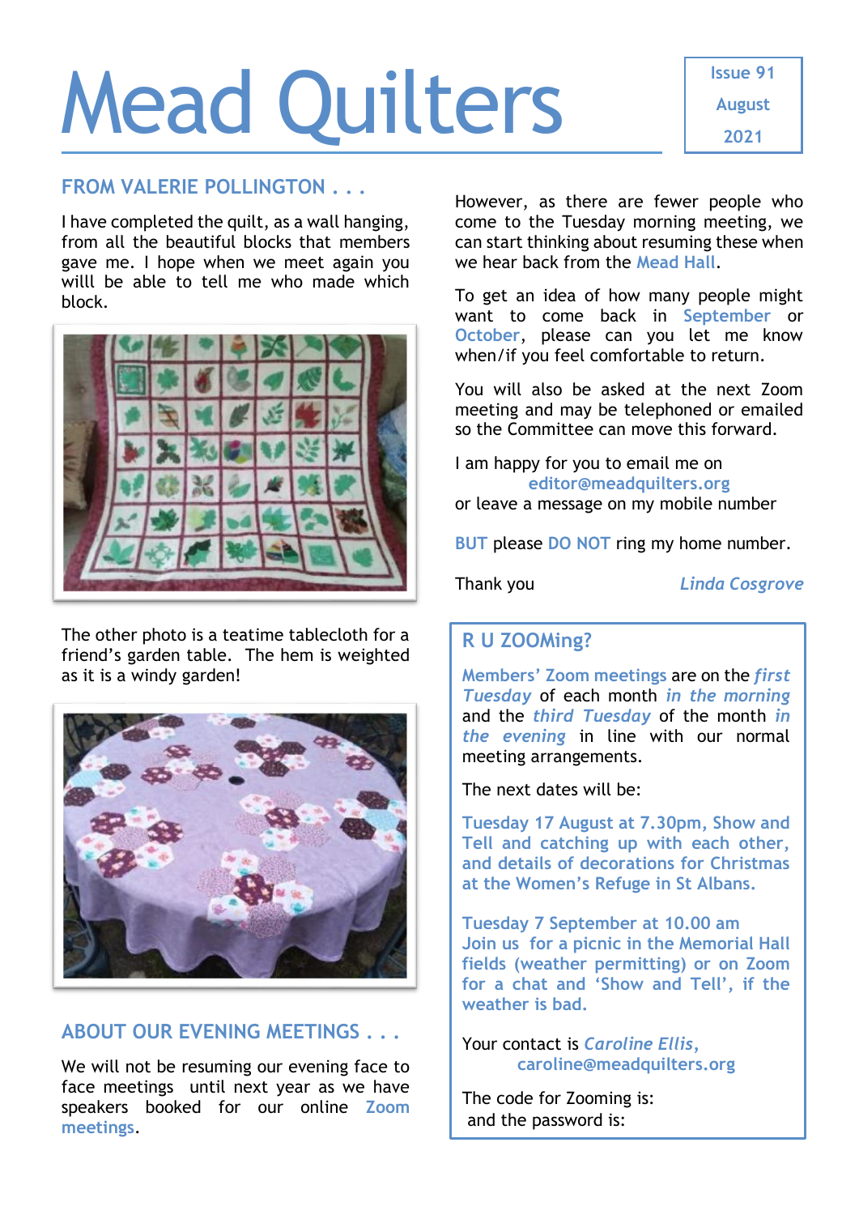# Mead Quilters

Issue 91
August
2021

## FROM VALERIE POLLINGTON . . .

I have completed the quilt, as a wall hanging, from all the beautiful blocks that members gave me. I hope when we meet again you willl be able to tell me who made which block.

The other photo is a teatime tablecloth for a friend's garden table. The hem is weighted as it is a windy garden!

## ABOUT OUR EVENING MEETINGS . . .

We will not be resuming our evening face to face meetings until next year as we have speakers booked for our online Zoom meetings.

However, as there are fewer people who come to the Tuesday morning meeting, we can start thinking about resuming these when we hear back from the Mead Hall.

To get an idea of how many people might want to come back in September or October, please can you let me know when/if you feel comfortable to return.

You will also be asked at the next Zoom meeting and may be telephoned or emailed so the Committee can move this forward.

I am happy for you to email me on
editor@meadquilters.org
or leave a message on my mobile number

BUT please DO NOT ring my home number.

Thank you *Linda Cosgrove*

## R U ZOOMing?

Members' Zoom meetings are on the ***first Tuesday*** of each month ***in the morning*** and the ***third Tuesday*** of the month ***in the evening*** in line with our normal meeting arrangements.

The next dates will be:

**Tuesday 17 August at 7.30pm, Show and Tell and catching up with each other, and details of decorations for Christmas at the Women's Refuge in St Albans.**

**Tuesday 7 September at 10.00 am
Join us for a picnic in the Memorial Hall fields (weather permitting) or on Zoom for a chat and 'Show and Tell', if the weather is bad.**

Your contact is *Caroline Ellis*,
caroline@meadquilters.org

The code for Zooming is:
and the password is: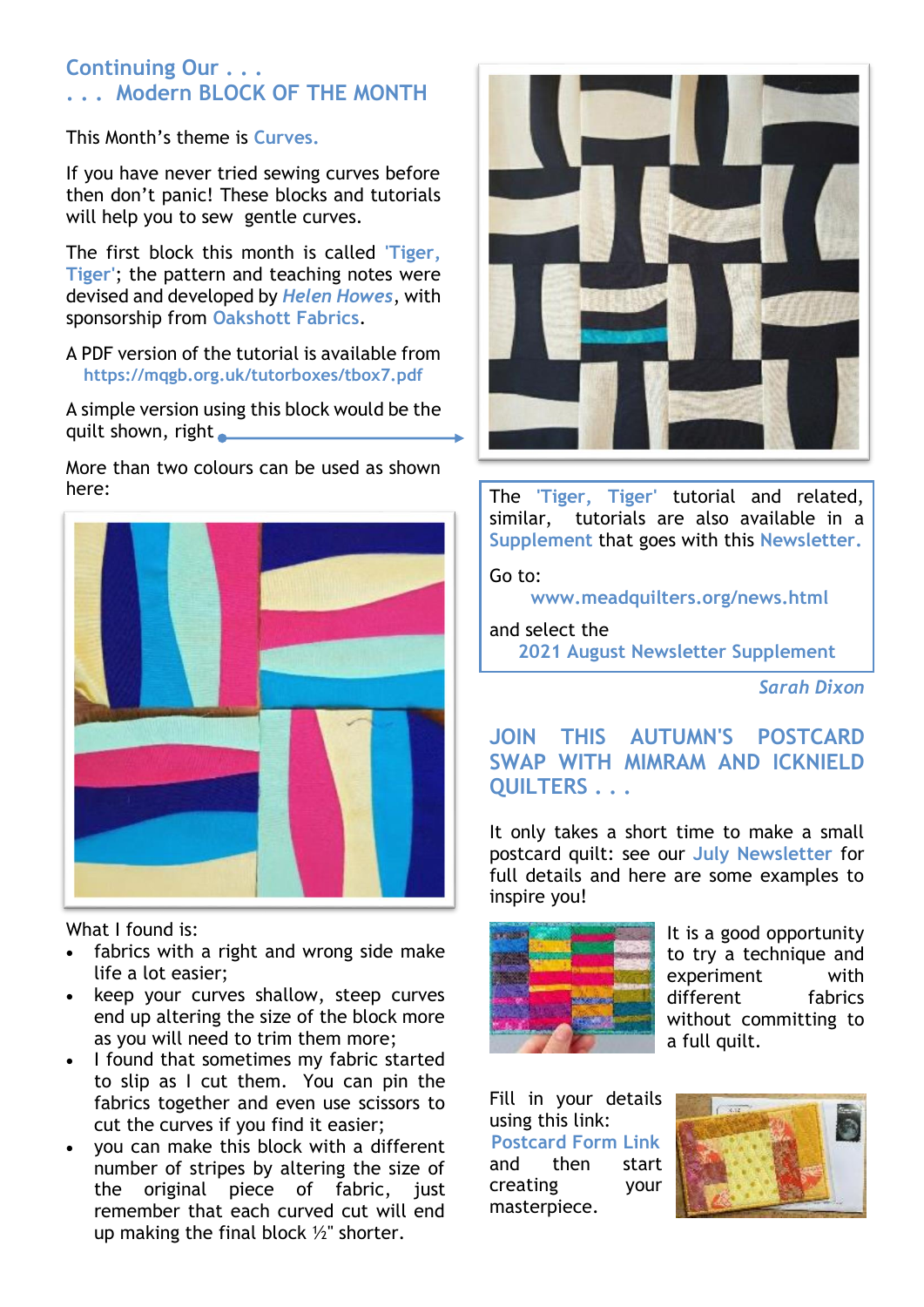## Continuing Our . . .
## . . . Modern BLOCK OF THE MONTH

This Month's theme is Curves.

If you have never tried sewing curves before then don't panic! These blocks and tutorials will help you to sew gentle curves.

The first block this month is called 'Tiger, Tiger'; the pattern and teaching notes were devised and developed by ***Helen Howes***, with sponsorship from Oakshott Fabrics.

A PDF version of the tutorial is available from
https://mqgb.org.uk/tutorboxes/tbox7.pdf

A simple version using this block would be the quilt shown, right

More than two colours can be used as shown here:

What I found is:

- fabrics with a right and wrong side make life a lot easier;
- keep your curves shallow, steep curves end up altering the size of the block more as you will need to trim them more;
- I found that sometimes my fabric started to slip as I cut them. You can pin the fabrics together and even use scissors to cut the curves if you find it easier;
- you can make this block with a different number of stripes by altering the size of the original piece of fabric, just remember that each curved cut will end up making the final block ½" shorter.

The 'Tiger, Tiger' tutorial and related, similar, tutorials are also available in a Supplement that goes with this Newsletter.

Go to:
www.meadquilters.org/news.html

and select the
2021 August Newsletter Supplement

*Sarah Dixon*

## JOIN THIS AUTUMN'S POSTCARD SWAP WITH MIMRAM AND ICKNIELD QUILTERS . . .

It only takes a short time to make a small postcard quilt: see our July Newsletter for full details and here are some examples to inspire you!

It is a good opportunity to try a technique and experiment with different fabrics without committing to a full quilt.

Fill in your details using this link:
Postcard Form Link
and then start creating your masterpiece.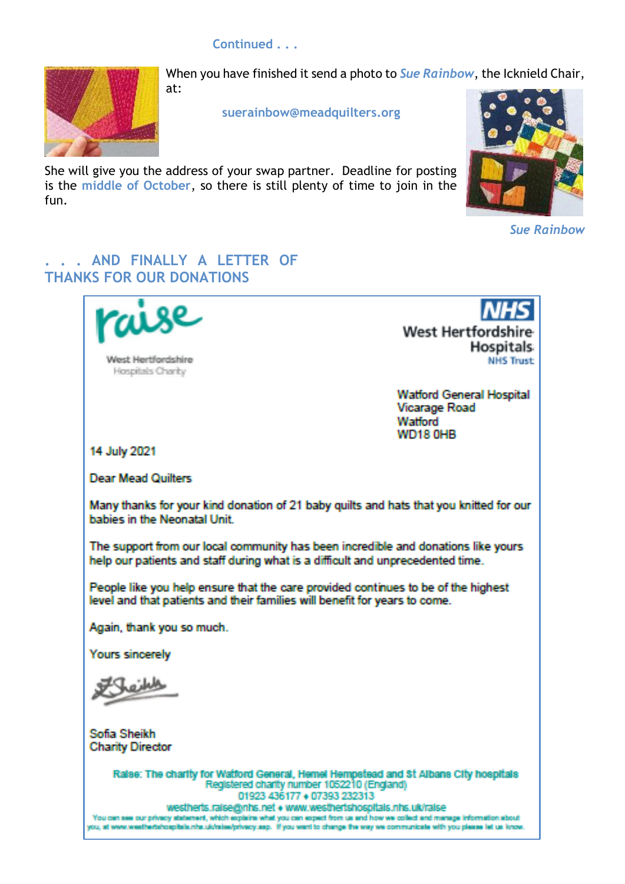Continued . . .

When you have finished it send a photo to *Sue Rainbow*, the Icknield Chair, at:

**suerainbow@meadquilters.org**

She will give you the address of your swap partner. Deadline for posting is the middle of October, so there is still plenty of time to join in the fun.

*Sue Rainbow*

## . . . AND FINALLY A LETTER OF THANKS FOR OUR DONATIONS

raise
West Hertfordshire Hospitals Charity

NHS
West Hertfordshire Hospitals
NHS Trust

Watford General Hospital
Vicarage Road
Watford
WD18 0HB

14 July 2021

Dear Mead Quilters

Many thanks for your kind donation of 21 baby quilts and hats that you knitted for our babies in the Neonatal Unit.

The support from our local community has been incredible and donations like yours help our patients and staff during what is a difficult and unprecedented time.

People like you help ensure that the care provided continues to be of the highest level and that patients and their families will benefit for years to come.

Again, thank you so much.

Yours sincerely

Sofia Sheikh
Charity Director

Raise: The charity for Watford General, Hemel Hempstead and St Albans City hospitals
Registered charity number 1052210 (England)
01923 436177 • 07393 232313
westherts.raise@nhs.net • www.westhertshospitals.nhs.uk/raise
You can see our privacy statement, which explains what you can expect from us and how we collect and manage information about you, at www.westhertshospitals.nhs.uk/raise/privacy.asp. If you want to change the way we communicate with you please let us know.